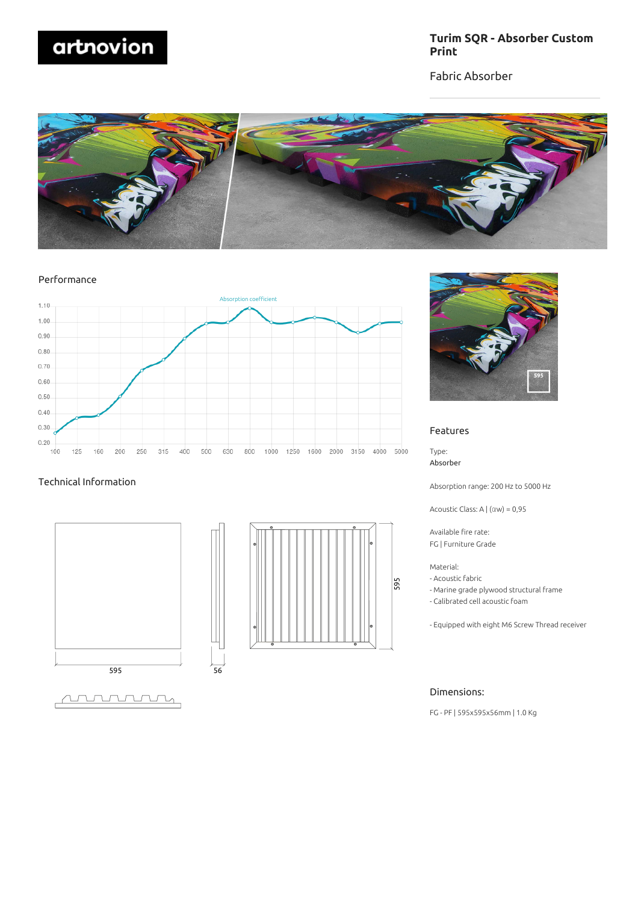# Turim SQR - Absorber Custom Print

Fabric Absorber

## Performance

Absorption coefficient

| Frequency (Hz) | 100 | 125 | 160 | 200 | 250 | 315 | 400 | 500 | 630 | 800 | 1000 | 1250 | 1600 | 2000 | 3150 | 4000 | 5000 |
|---|---|---|---|---|---|---|---|---|---|---|---|---|---|---|---|---|---|
| Absorption coefficient | 0.27 | 0.37 | 0.39 | 0.51 | 0.69 | 0.75 | 0.90 | 0.99 | 0.99 | 1.09 | 1.00 | 1.00 | 1.03 | 1.00 | 0.93 | 0.99 | 1.00 |

## Technical Information

595

56

595

## Features

Type:
Absorber

Absorption range: 200 Hz to 5000 Hz

Acoustic Class: A | (αw) = 0,95

Available fire rate:
FG | Furniture Grade

Material:
- Acoustic fabric
- Marine grade plywood structural frame
- Calibrated cell acoustic foam

- Equipped with eight M6 Screw Thread receiver

## Dimensions:

FG - PF | 595x595x56mm | 1.0 Kg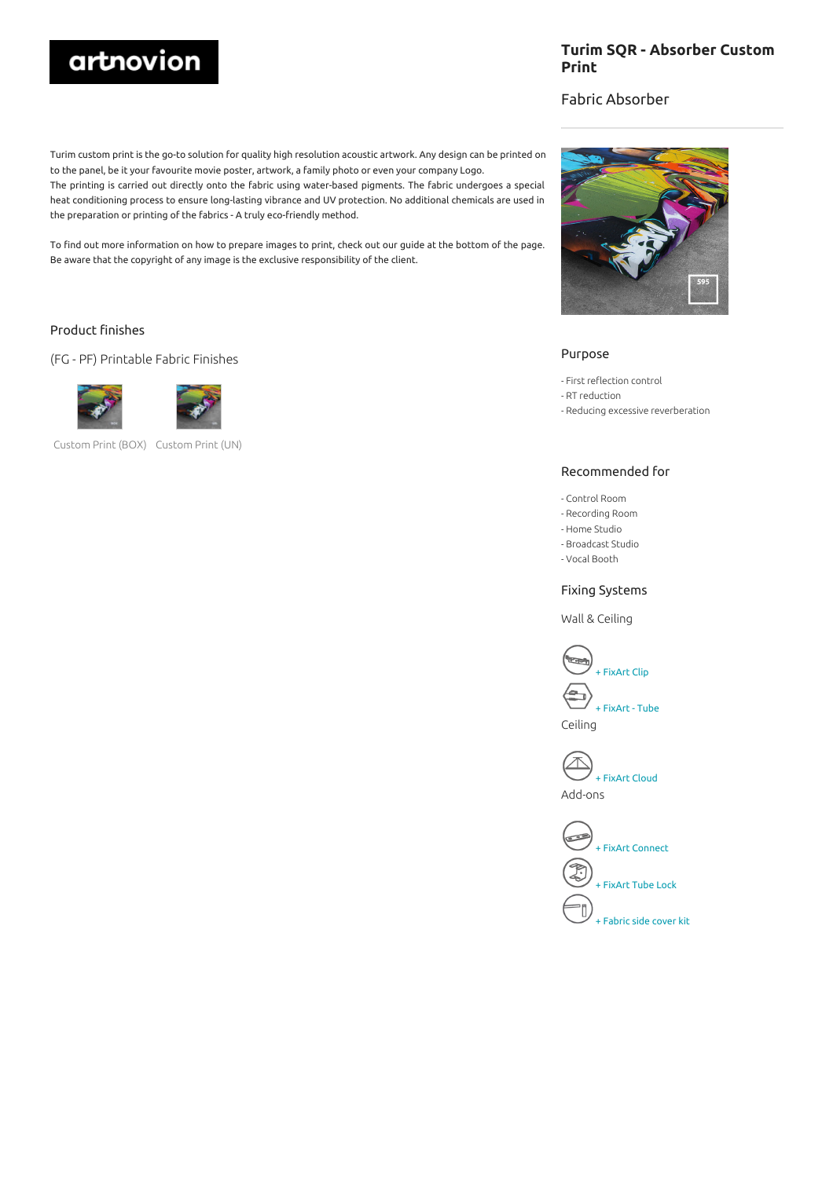artnovion

# Turim SQR - Absorber Custom Print

Fabric Absorber

Turim custom print is the go-to solution for quality high resolution acoustic artwork. Any design can be printed on to the panel, be it your favourite movie poster, artwork, a family photo or even your company Logo.
The printing is carried out directly onto the fabric using water-based pigments. The fabric undergoes a special heat conditioning process to ensure long-lasting vibrance and UV protection. No additional chemicals are used in the preparation or printing of the fabrics - A truly eco-friendly method.

To find out more information on how to prepare images to print, check out our guide at the bottom of the page.
Be aware that the copyright of any image is the exclusive responsibility of the client.

## Product finishes

### (FG - PF) Printable Fabric Finishes

Custom Print (BOX)    Custom Print (UN)

## Purpose

- First reflection control
- RT reduction
- Reducing excessive reverberation

## Recommended for

- Control Room
- Recording Room
- Home Studio
- Broadcast Studio
- Vocal Booth

## Fixing Systems

### Wall & Ceiling

+ FixArt Clip
+ FixArt - Tube

### Ceiling

+ FixArt Cloud

### Add-ons

+ FixArt Connect
+ FixArt Tube Lock
+ Fabric side cover kit